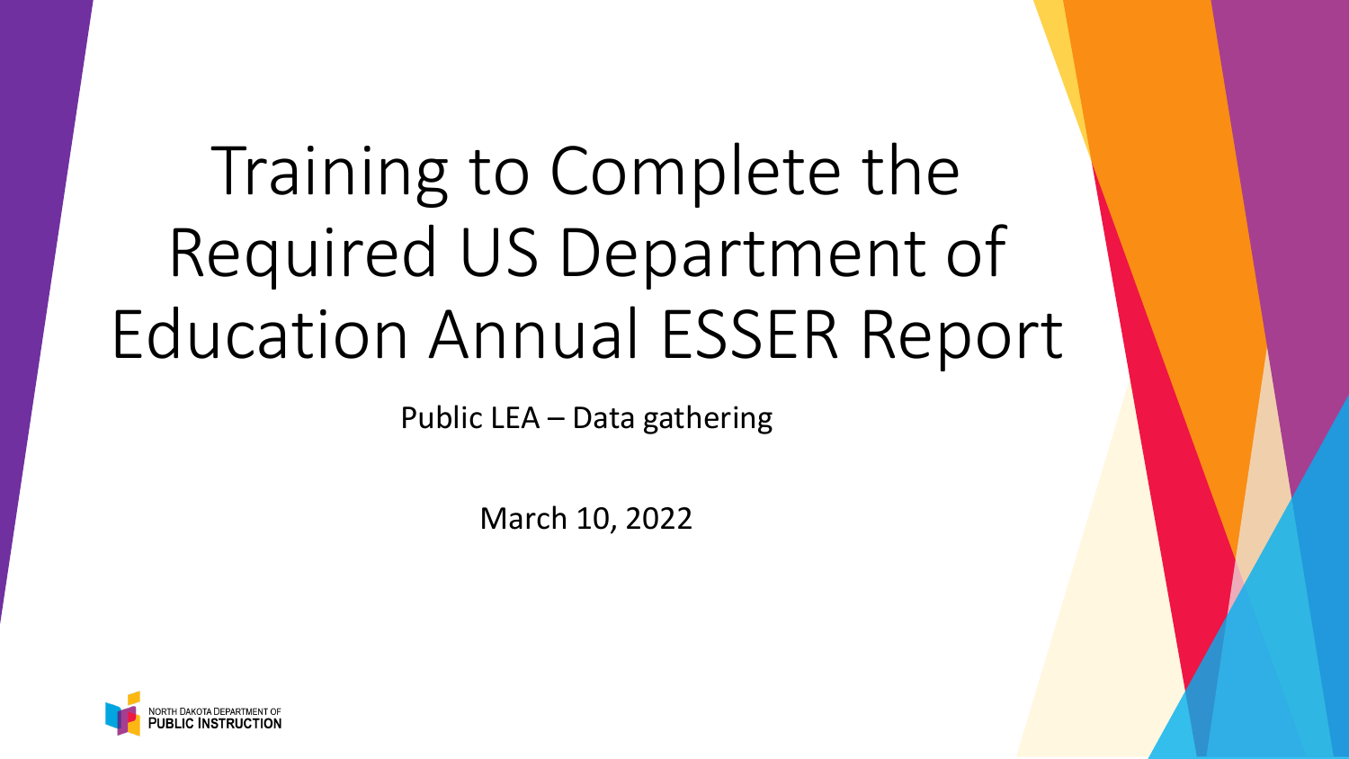# Training to Complete the Required US Department of Education Annual ESSER Report

Public LEA – Data gathering

March 10, 2022

NORTH DAKOTA DEPARTMENT OF PUBLIC INSTRUCTION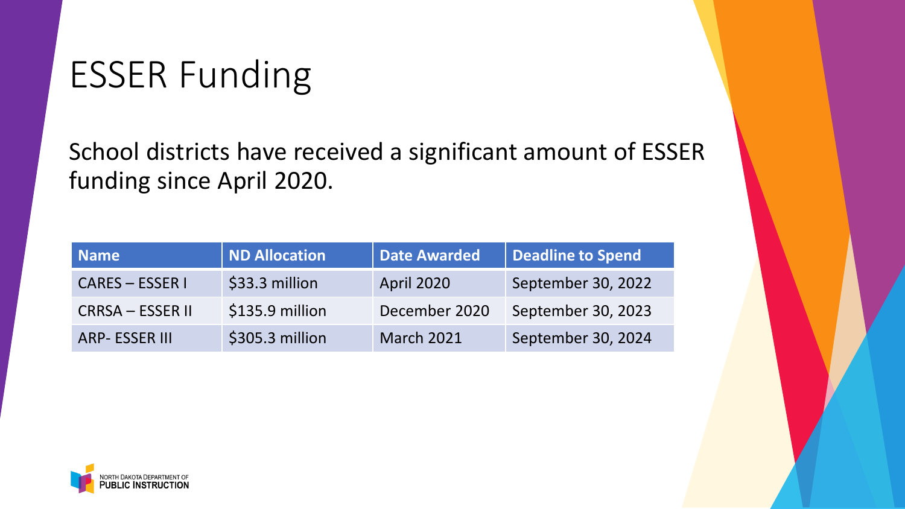# ESSER Funding

School districts have received a significant amount of ESSER funding since April 2020.

| Name | ND Allocation | Date Awarded | Deadline to Spend |
| --- | --- | --- | --- |
| CARES – ESSER I | $33.3 million | April 2020 | September 30, 2022 |
| CRRSA – ESSER II | $135.9 million | December 2020 | September 30, 2023 |
| ARP- ESSER III | $305.3 million | March 2021 | September 30, 2024 |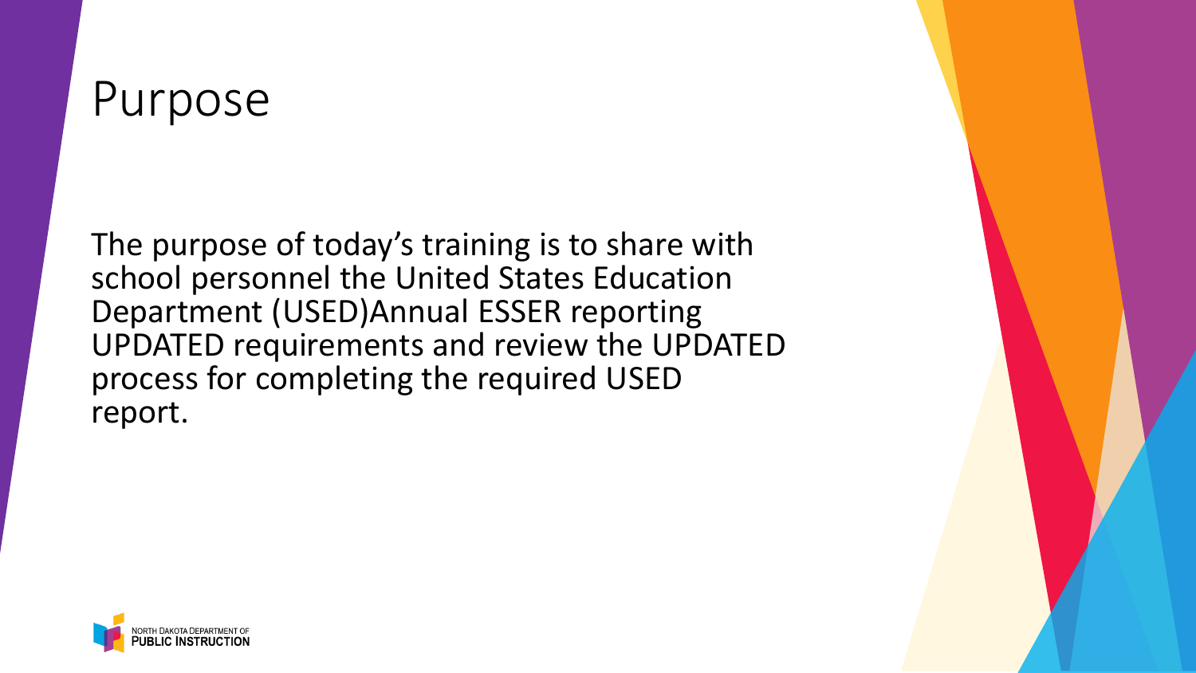# Purpose

The purpose of today's training is to share with school personnel the United States Education Department (USED)Annual ESSER reporting UPDATED requirements and review the UPDATED process for completing the required USED report.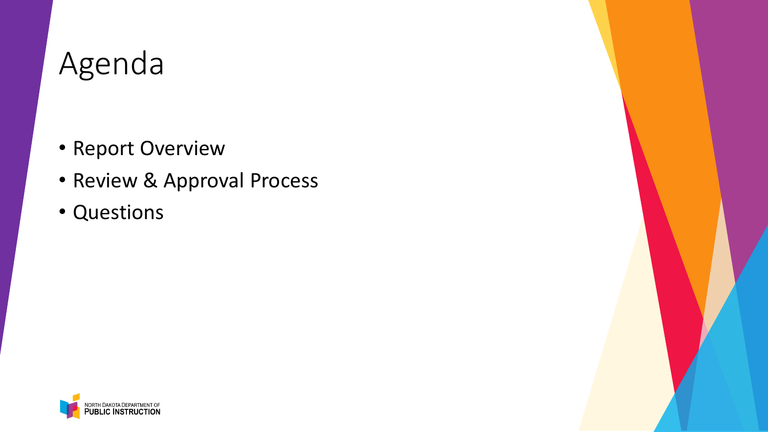# Agenda

- Report Overview
- Review & Approval Process
- Questions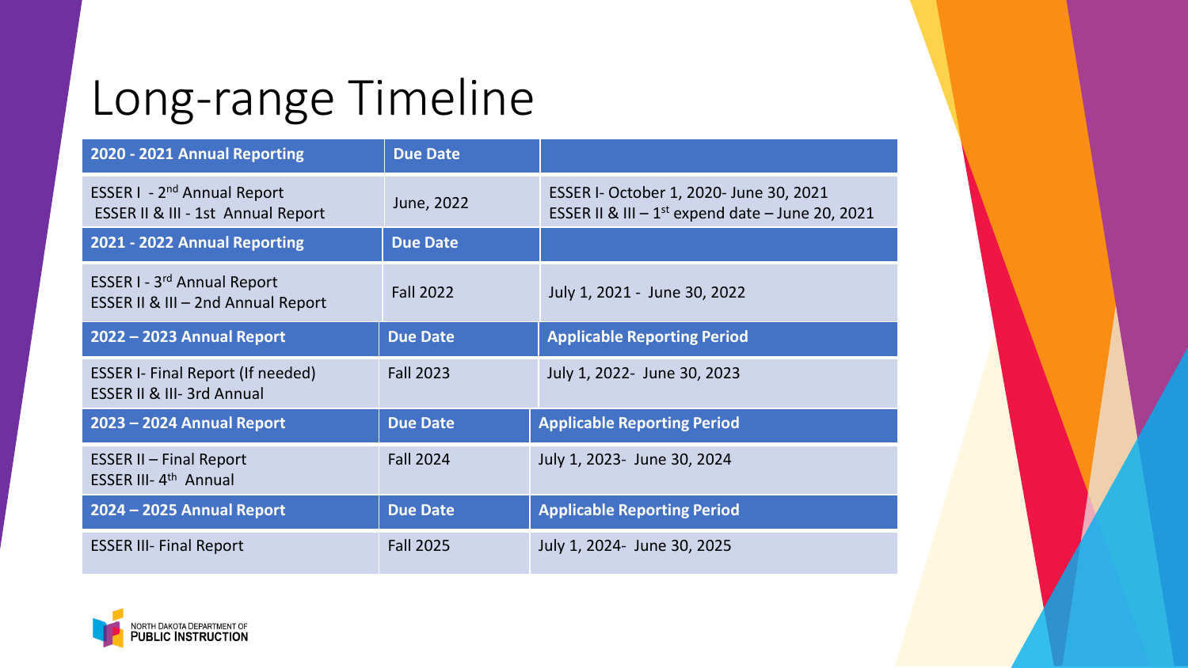# Long-range Timeline

| 2020 - 2021 Annual Reporting | Due Date | |
|---|---|---|
| ESSER I - 2nd Annual Report<br>ESSER II & III - 1st Annual Report | June, 2022 | ESSER I- October 1, 2020- June 30, 2021<br>ESSER II & III – 1st expend date – June 20, 2021 |
| **2021 - 2022 Annual Reporting** | **Due Date** | |
| ESSER I - 3rd Annual Report<br>ESSER II & III – 2nd Annual Report | Fall 2022 | July 1, 2021 - June 30, 2022 |
| **2022 – 2023 Annual Report** | **Due Date** | **Applicable Reporting Period** |
| ESSER I- Final Report (If needed)<br>ESSER II & III- 3rd Annual | Fall 2023 | July 1, 2022- June 30, 2023 |
| **2023 – 2024 Annual Report** | **Due Date** | **Applicable Reporting Period** |
| ESSER II – Final Report<br>ESSER III- 4th Annual | Fall 2024 | July 1, 2023- June 30, 2024 |
| **2024 – 2025 Annual Report** | **Due Date** | **Applicable Reporting Period** |
| ESSER III- Final Report | Fall 2025 | July 1, 2024- June 30, 2025 |

NORTH DAKOTA DEPARTMENT OF PUBLIC INSTRUCTION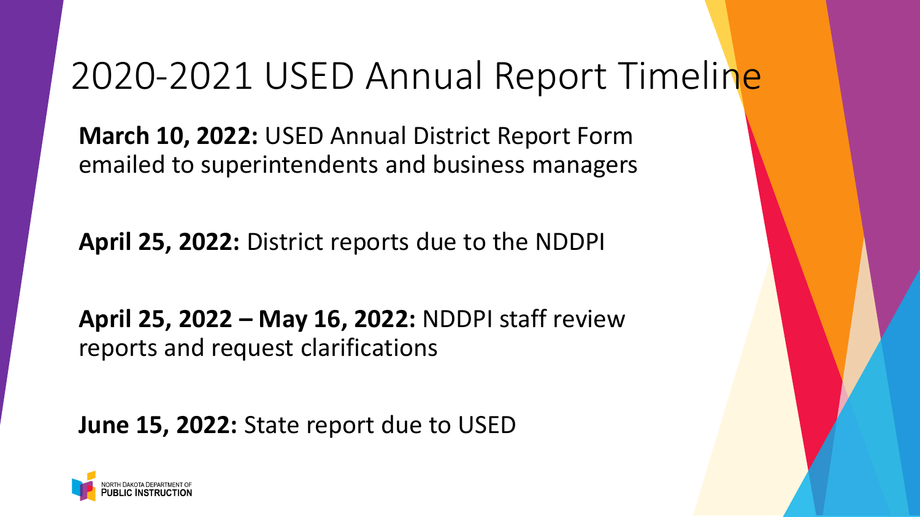# 2020-2021 USED Annual Report Timeline

**March 10, 2022:** USED Annual District Report Form emailed to superintendents and business managers

**April 25, 2022:** District reports due to the NDDPI

**April 25, 2022 – May 16, 2022:** NDDPI staff review reports and request clarifications

**June 15, 2022:** State report due to USED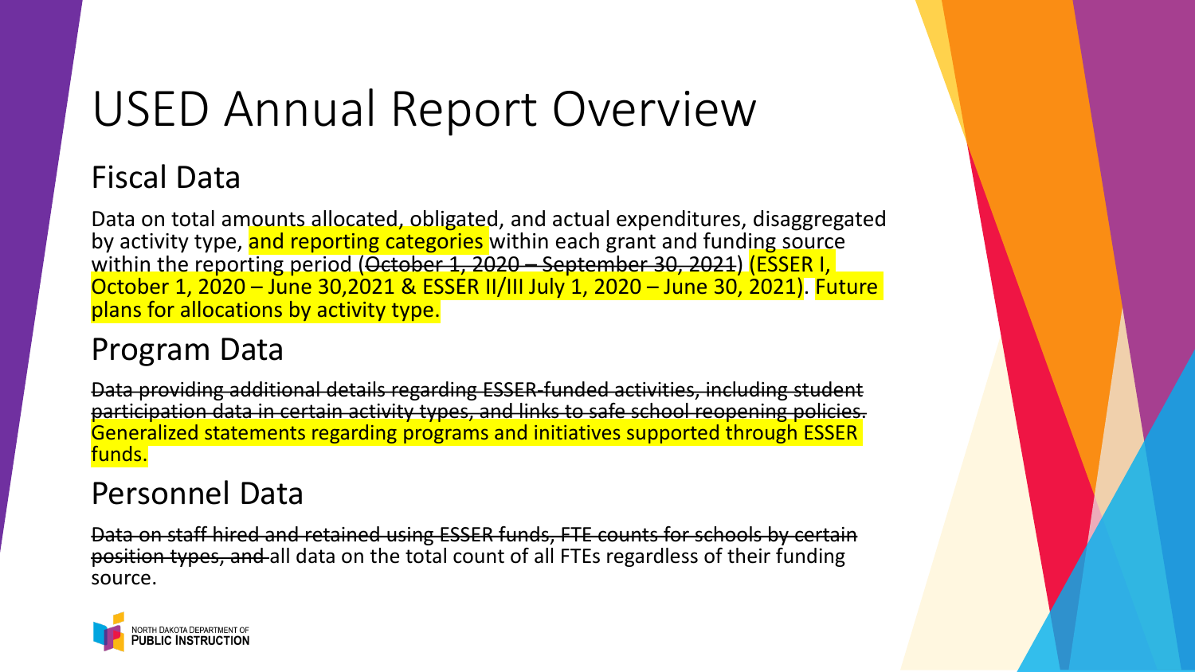# USED Annual Report Overview

## Fiscal Data

Data on total amounts allocated, obligated, and actual expenditures, disaggregated by activity type, and reporting categories within each grant and funding source within the reporting period (~~October 1, 2020 – September 30, 2021~~) (ESSER I, October 1, 2020 – June 30,2021 & ESSER II/III July 1, 2020 – June 30, 2021). Future plans for allocations by activity type.

## Program Data

~~Data providing additional details regarding ESSER-funded activities, including student participation data in certain activity types, and links to safe school reopening policies.~~ Generalized statements regarding programs and initiatives supported through ESSER funds.

## Personnel Data

~~Data on staff hired and retained using ESSER funds, FTE counts for schools by certain position types, and~~ all data on the total count of all FTEs regardless of their funding source.

NORTH DAKOTA DEPARTMENT OF PUBLIC INSTRUCTION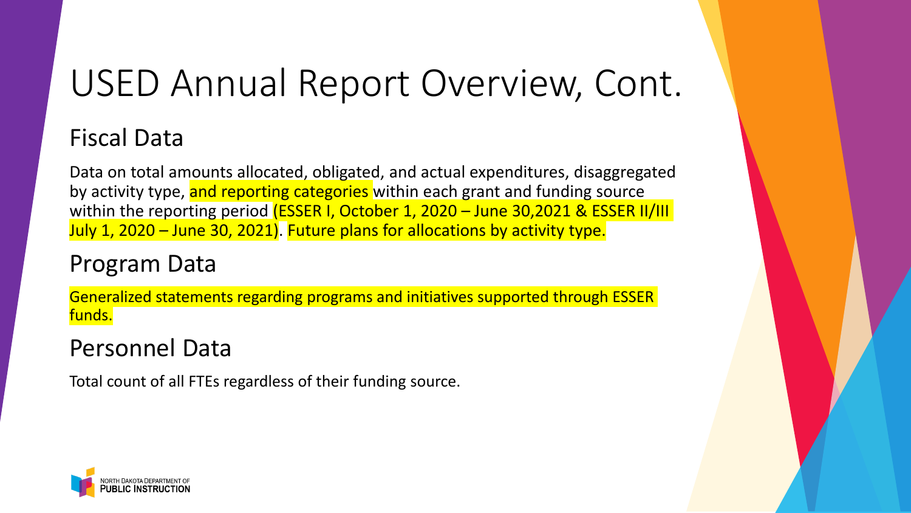# USED Annual Report Overview, Cont.

## Fiscal Data

Data on total amounts allocated, obligated, and actual expenditures, disaggregated by activity type, and reporting categories within each grant and funding source within the reporting period (ESSER I, October 1, 2020 – June 30,2021 & ESSER II/III July 1, 2020 – June 30, 2021). Future plans for allocations by activity type.

## Program Data

Generalized statements regarding programs and initiatives supported through ESSER funds.

## Personnel Data

Total count of all FTEs regardless of their funding source.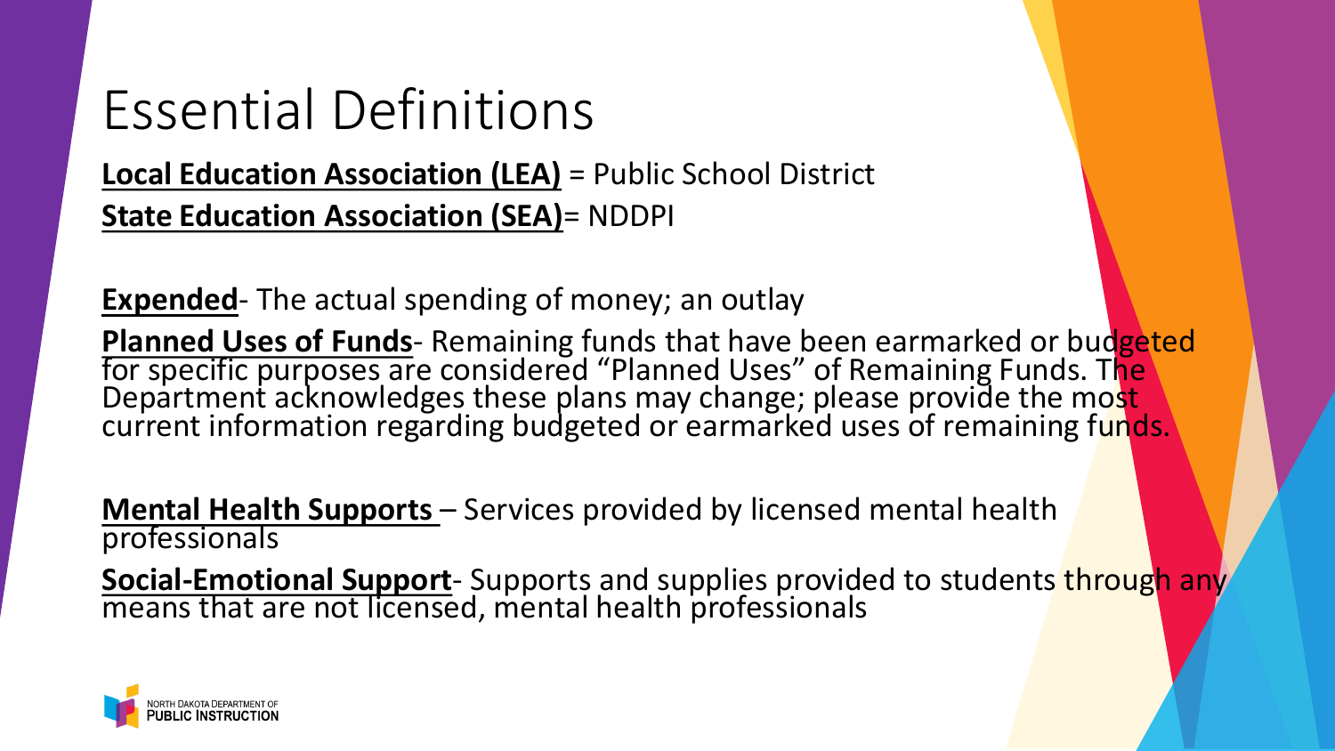# Essential Definitions

**Local Education Association (LEA)** = Public School District

**State Education Association (SEA)**= NDDPI

**Expended**- The actual spending of money; an outlay

**Planned Uses of Funds**- Remaining funds that have been earmarked or budgeted for specific purposes are considered “Planned Uses” of Remaining Funds. The Department acknowledges these plans may change; please provide the most current information regarding budgeted or earmarked uses of remaining funds.

**Mental Health Supports** – Services provided by licensed mental health professionals

**Social-Emotional Support**- Supports and supplies provided to students through any means that are not licensed, mental health professionals

NORTH DAKOTA DEPARTMENT OF PUBLIC INSTRUCTION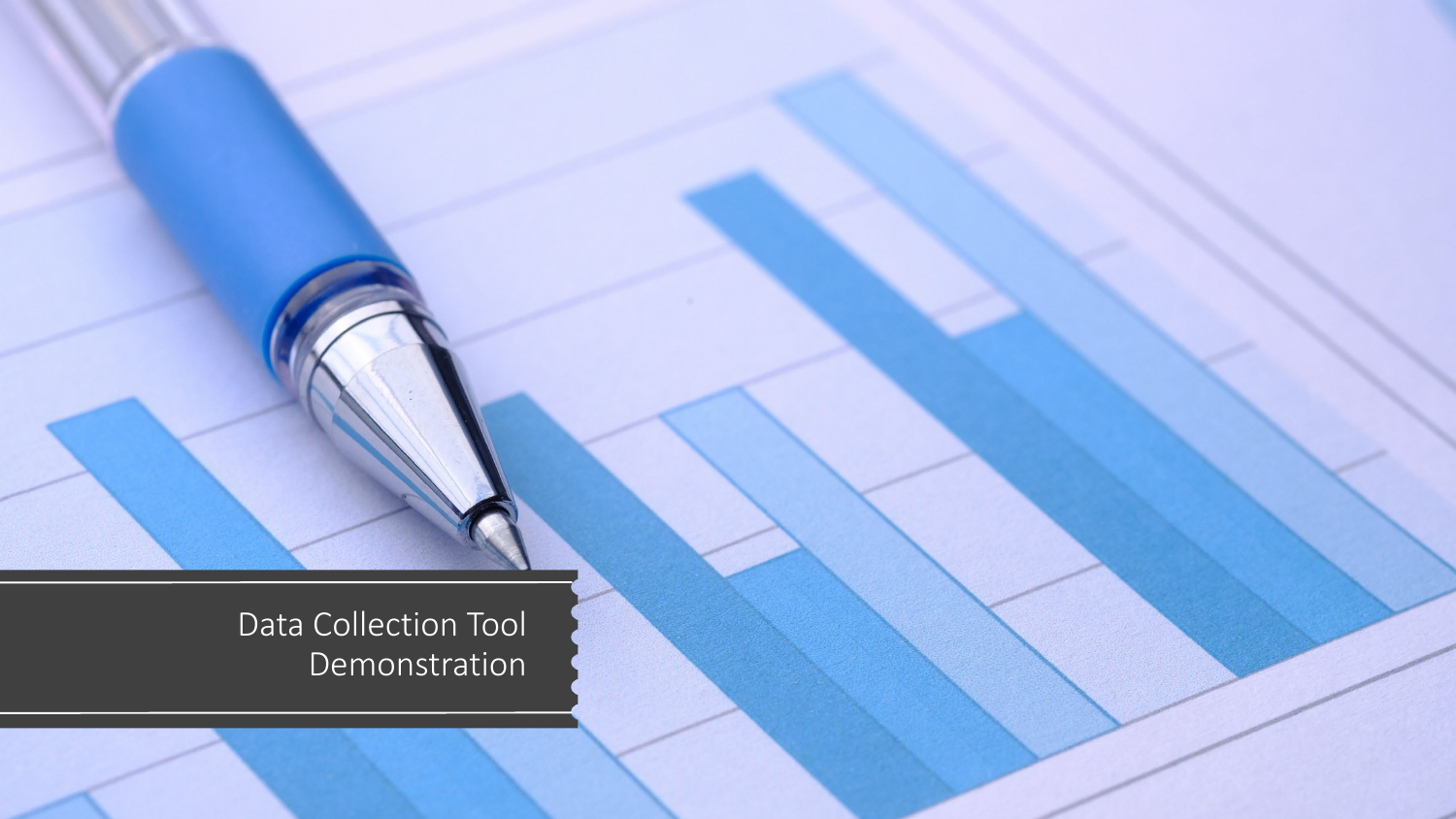# Data Collection Tool Demonstration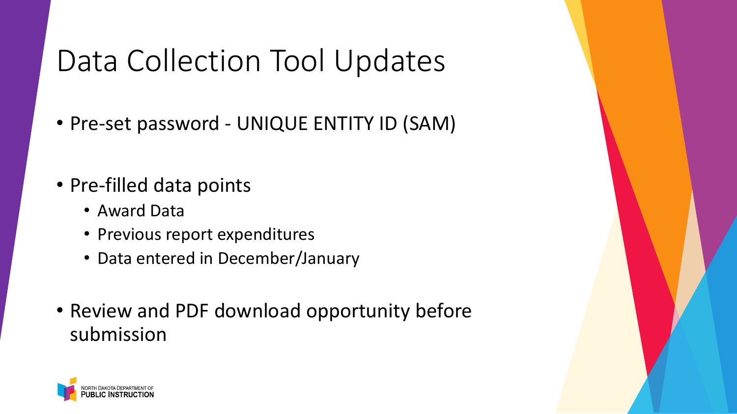# Data Collection Tool Updates

- Pre-set password - UNIQUE ENTITY ID (SAM)
- Pre-filled data points
  - Award Data
  - Previous report expenditures
  - Data entered in December/January
- Review and PDF download opportunity before submission

NORTH DAKOTA DEPARTMENT OF PUBLIC INSTRUCTION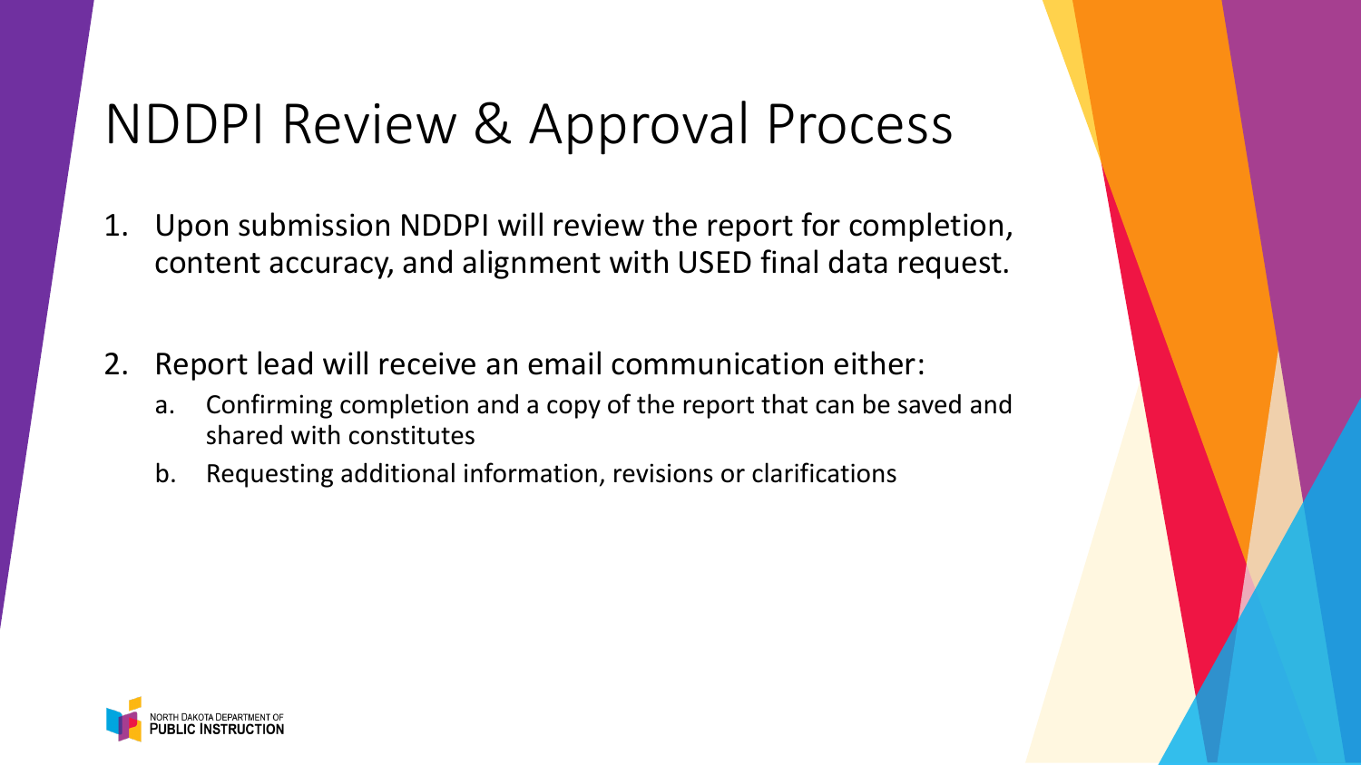# NDDPI Review & Approval Process

1. Upon submission NDDPI will review the report for completion, content accuracy, and alignment with USED final data request.

2. Report lead will receive an email communication either:
   a. Confirming completion and a copy of the report that can be saved and shared with constitutes
   b. Requesting additional information, revisions or clarifications

NORTH DAKOTA DEPARTMENT OF
PUBLIC INSTRUCTION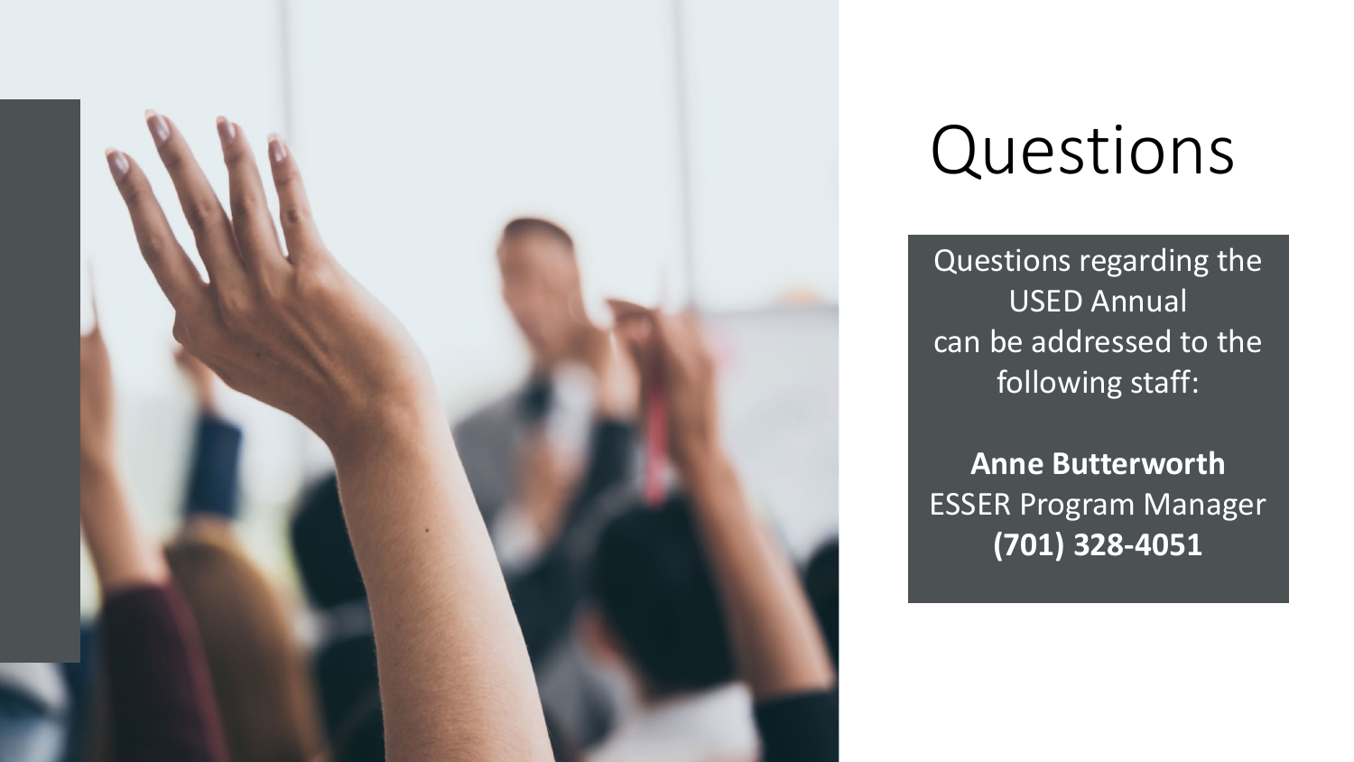# Questions

Questions regarding the USED Annual can be addressed to the following staff:

**Anne Butterworth**
ESSER Program Manager
**(701) 328-4051**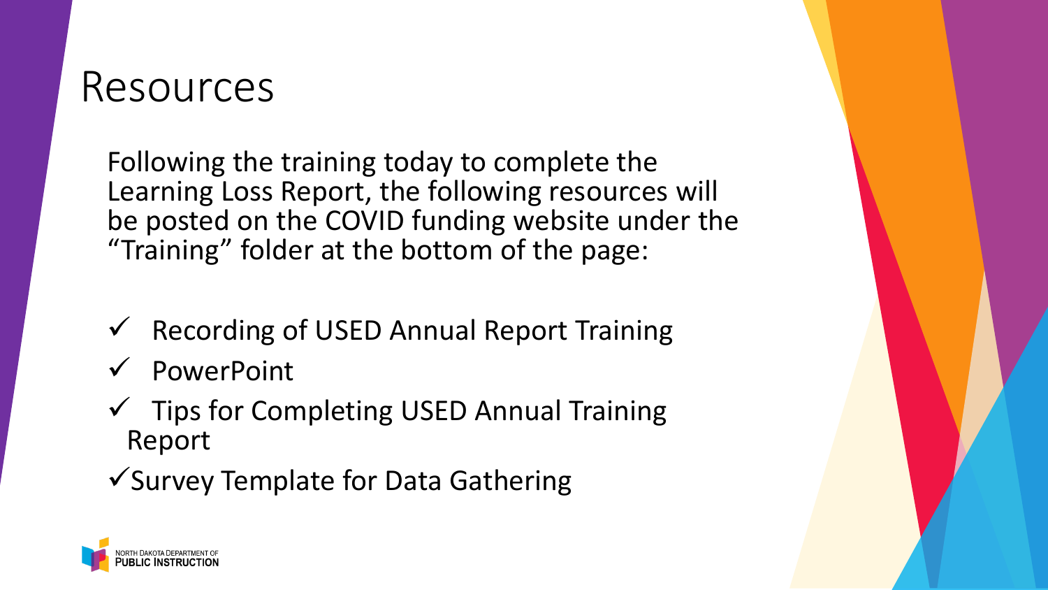# Resources

Following the training today to complete the Learning Loss Report, the following resources will be posted on the COVID funding website under the "Training" folder at the bottom of the page:

- ✓ Recording of USED Annual Report Training
- ✓ PowerPoint
- ✓ Tips for Completing USED Annual Training Report
- ✓ Survey Template for Data Gathering

NORTH DAKOTA DEPARTMENT OF PUBLIC INSTRUCTION